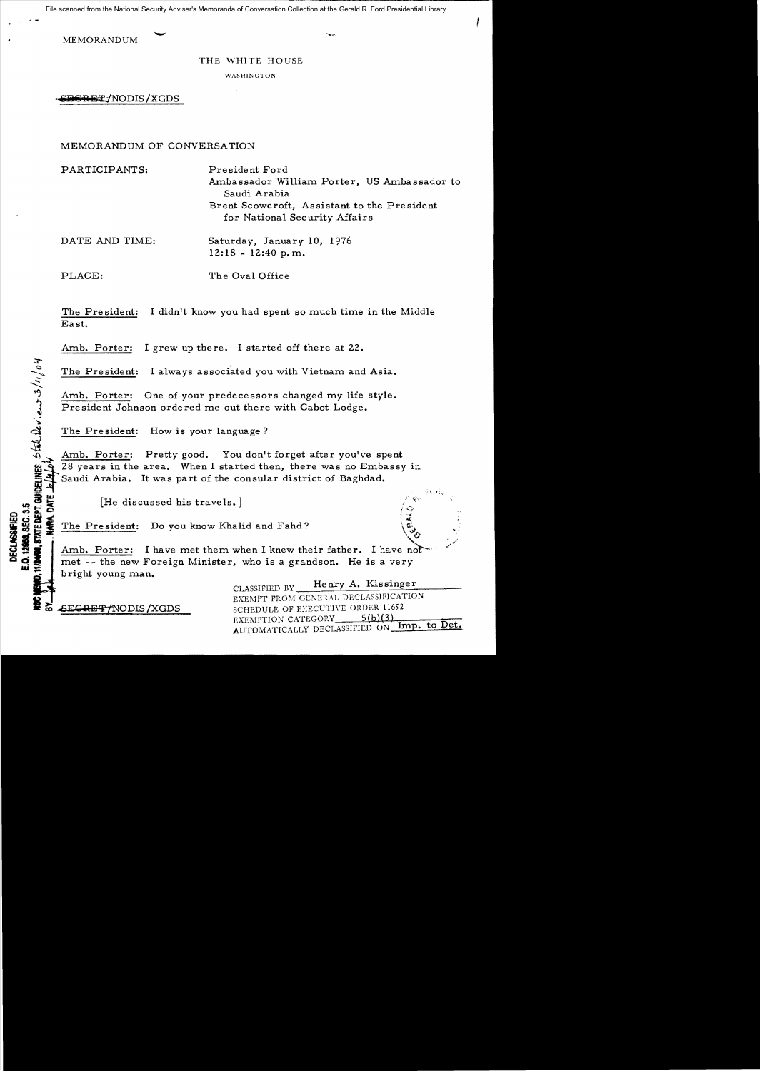File scanned from the National Security Adviser's Memoranda of Conversation Collection at the Gerald R. Ford Presidential Library

MEMORANDUM

THE WHITE HOUSE

WASHINGTON

~~SECRET~~/NODIS/XGDS

MEMORANDUM OF CONVERSATION

PARTICIPANTS: President Ford
Ambassador William Porter, US Ambassador to Saudi Arabia
Brent Scowcroft, Assistant to the President for National Security Affairs

DATE AND TIME: Saturday, January 10, 1976
12:18 - 12:40 p.m.

PLACE: The Oval Office

The President: I didn't know you had spent so much time in the Middle East.

Amb. Porter: I grew up there. I started off there at 22.

The President: I always associated you with Vietnam and Asia.

Amb. Porter: One of your predecessors changed my life style. President Johnson ordered me out there with Cabot Lodge.

The President: How is your language?

Amb. Porter: Pretty good. You don't forget after you've spent 28 years in the area. When I started then, there was no Embassy in Saudi Arabia. It was part of the consular district of Baghdad.

[He discussed his travels.]

The President: Do you know Khalid and Fahd?

Amb. Porter: I have met them when I knew their father. I have not met -- the new Foreign Minister, who is a grandson. He is a very bright young man.

DECLASSIFIED
E.O. 12958, SEC. 3.5
NSC MEMO, 11/24/98, STATE DEPT. GUIDELINES State Review 3/11/04
BY ___, NARA, DATE 6/14/04

CLASSIFIED BY Henry A. Kissinger
EXEMPT FROM GENERAL DECLASSIFICATION SCHEDULE OF EXECUTIVE ORDER 11652
EXEMPTION CATEGORY 5(b)(3)
AUTOMATICALLY DECLASSIFIED ON Imp. to Det.

~~SECRET~~/NODIS/XGDS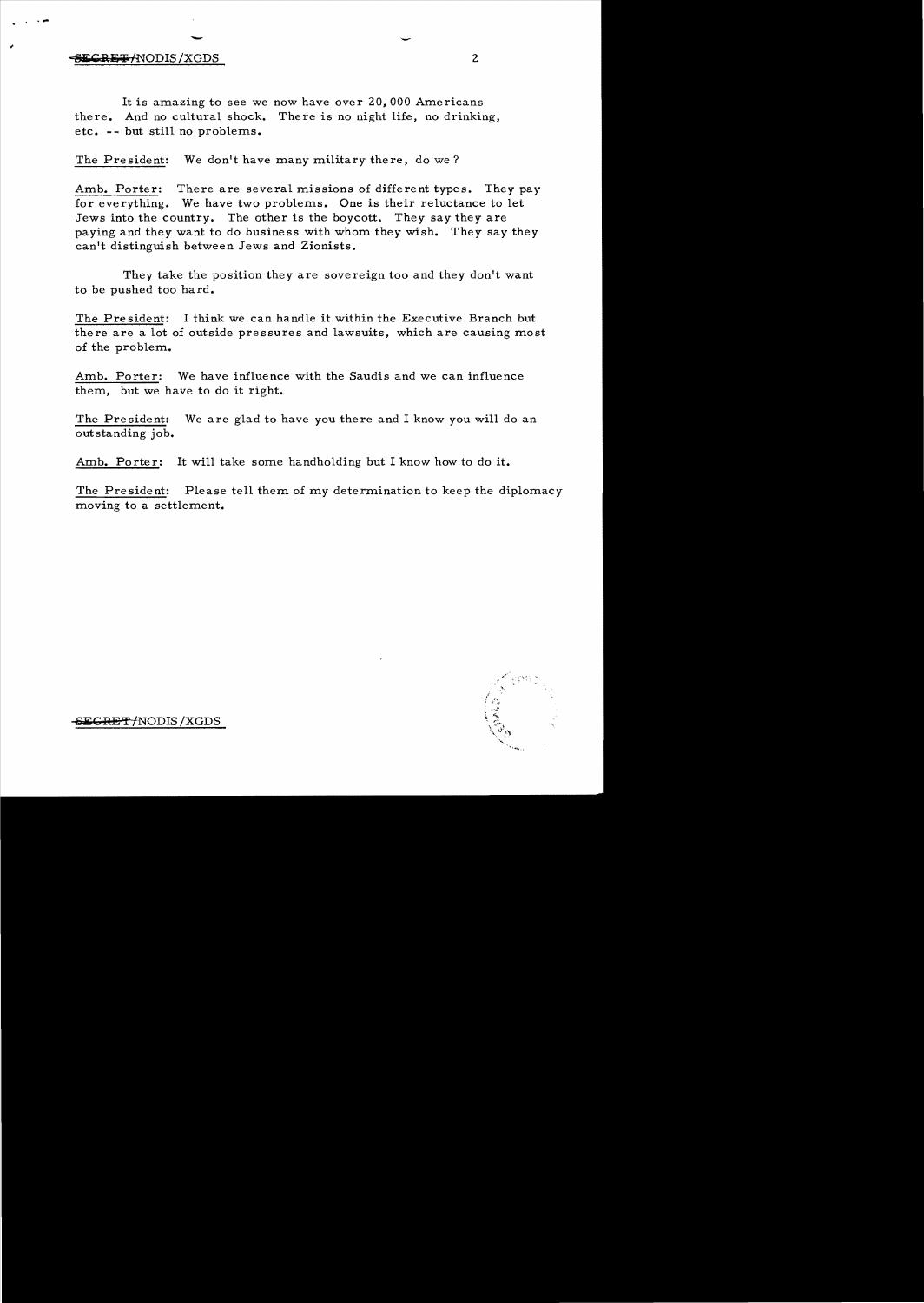It is amazing to see we now have over 20,000 Americans there. And no cultural shock. There is no night life, no drinking, etc. -- but still no problems.

The President: We don't have many military there, do we?

Amb. Porter: There are several missions of different types. They pay for everything. We have two problems. One is their reluctance to let Jews into the country. The other is the boycott. They say they are paying and they want to do business with whom they wish. They say they can't distinguish between Jews and Zionists.

They take the position they are sovereign too and they don't want to be pushed too hard.

The President: I think we can handle it within the Executive Branch but there are a lot of outside pressures and lawsuits, which are causing most of the problem.

Amb. Porter: We have influence with the Saudis and we can influence them, but we have to do it right.

The President: We are glad to have you there and I know you will do an outstanding job.

Amb. Porter: It will take some handholding but I know how to do it.

The President: Please tell them of my determination to keep the diplomacy moving to a settlement.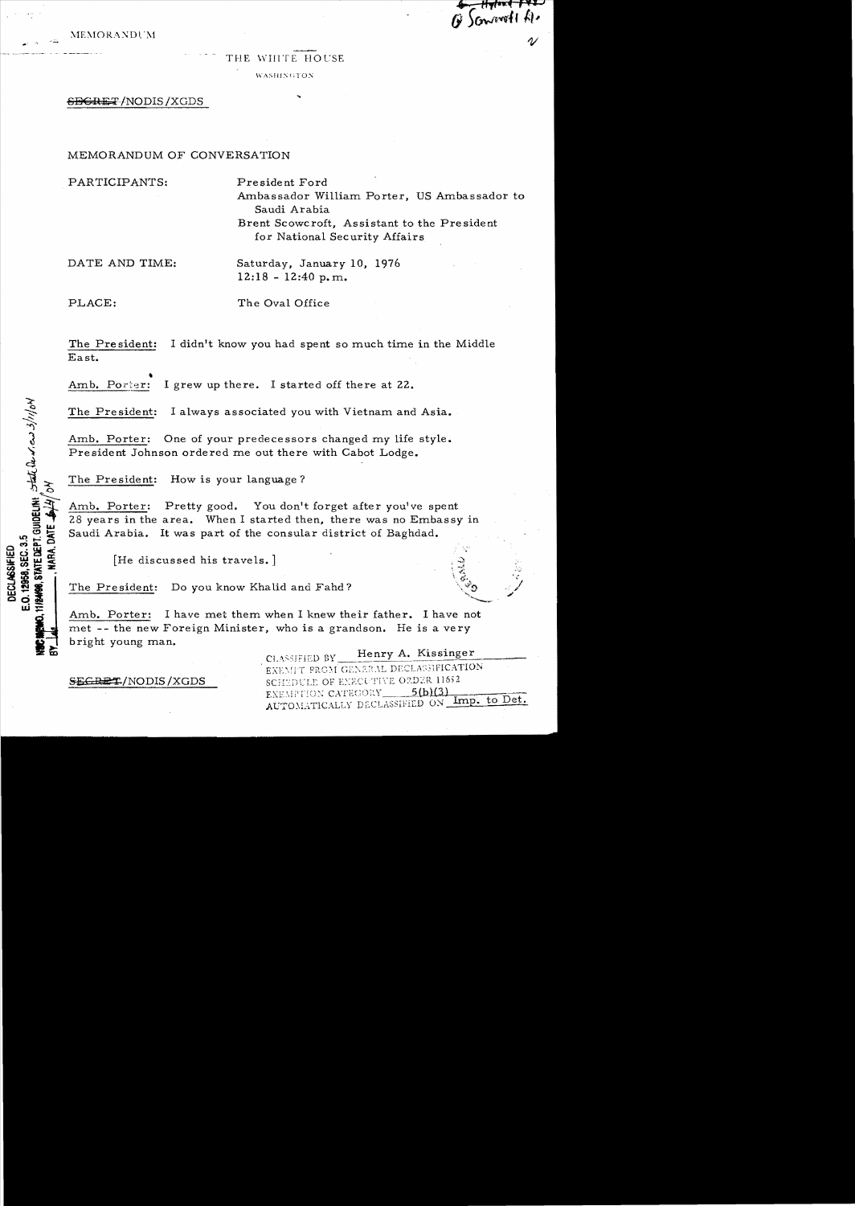MEMORANDUM

THE WHITE HOUSE

WASHINGTON

~~SECRET~~/NODIS/XGDS

MEMORANDUM OF CONVERSATION

PARTICIPANTS: President Ford
Ambassador William Porter, US Ambassador to Saudi Arabia
Brent Scowcroft, Assistant to the President for National Security Affairs

DATE AND TIME: Saturday, January 10, 1976
12:18 - 12:40 p.m.

PLACE: The Oval Office

The President: I didn't know you had spent so much time in the Middle East.

Amb. Porter: I grew up there. I started off there at 22.

The President: I always associated you with Vietnam and Asia.

Amb. Porter: One of your predecessors changed my life style. President Johnson ordered me out there with Cabot Lodge.

The President: How is your language?

Amb. Porter: Pretty good. You don't forget after you've spent 28 years in the area. When I started then, there was no Embassy in Saudi Arabia. It was part of the consular district of Baghdad.

[He discussed his travels.]

The President: Do you know Khalid and Fahd?

Amb. Porter: I have met them when I knew their father. I have not met -- the new Foreign Minister, who is a grandson. He is a very bright young man.

~~SECRET~~/NODIS/XGDS

CLASSIFIED BY Henry A. Kissinger
EXEMPT FROM GENERAL DECLASSIFICATION SCHEDULE OF EXECUTIVE ORDER 11652
EXEMPTION CATEGORY 5(b)(3)
AUTOMATICALLY DECLASSIFIED ON Imp. to Det.

DECLASSIFIED
E.O. 12958, SEC. 3.5
NSC MEMO, 11/24/98, STATE DEPT. GUIDELINES
BY ___, NARA, DATE ___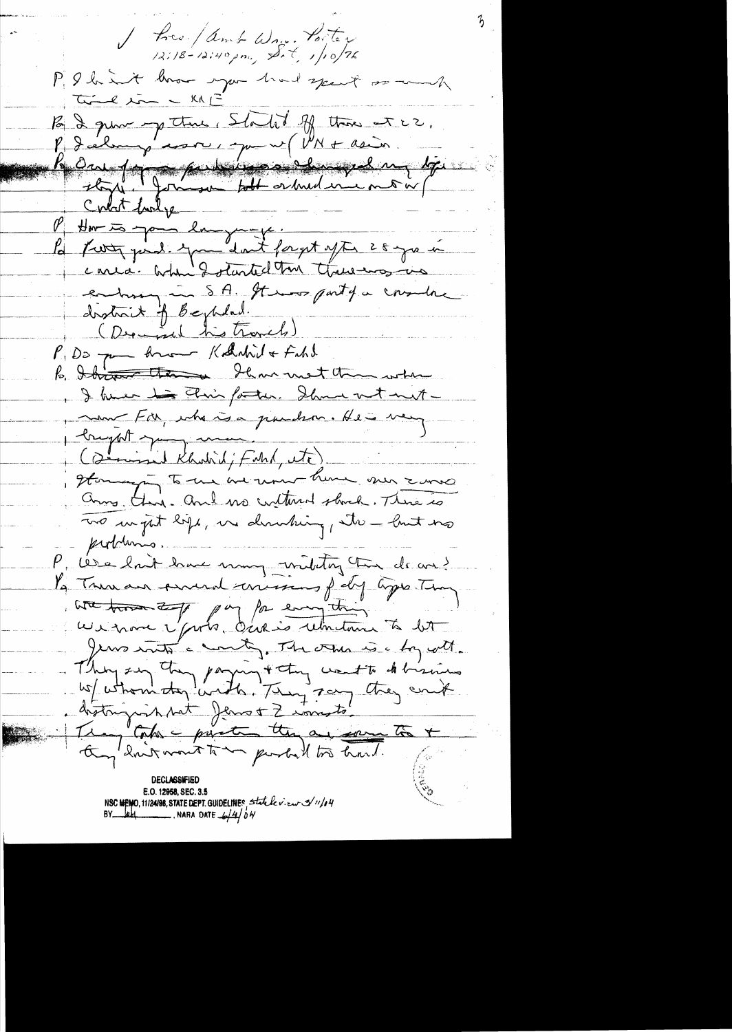/ Pres / Amb Wm. Porter
12:18–12:40 pm, Sat, 1/10/76

P I didn't know you had spent so much time in – KAE

P I grew up there. Started off there at 22.

P I always assume, you were (UN & Asia.

P ~~Our former ambassador changed my life~~ ... Johnson told or had me ... Control lodge

P How is your language.

P Pretty good. You don't forget after 28 yrs in area. When I started there there was no embassy in SA. It was part of a consulate district of Baghdad.
(Discussed his travels)

P Do you know Khalid & Fahd

P ~~I know them~~ I have met them when I knew his father. I have not met – ___ Fah, who is a grandson. He is very bright young man.
(Discussed Khalid, Fahd, etc)

Stomach – To us we never have our zones Army there. And no cultural shock. There is no night life, no drinking, etc – but no problems.

P We don't have many military there do we?

P There are several missions of dif types. They ~~are ... they~~ pay for everything.
We have 2 parts. One is reluctance to let Jews into country. The other is a boycott. They say they paying & they want to do business w/ whom they wish. They say they can't distinguish b/t Jews & Zionists.
They take a position they are sovereign & they don't want to be pushed too hard.

DECLASSIFIED
E.O. 12958, SEC. 3.5
NSC MEMO, 11/24/98, STATE DEPT. GUIDELINES State review 3/11/04
BY [initials], NARA DATE 6/4/04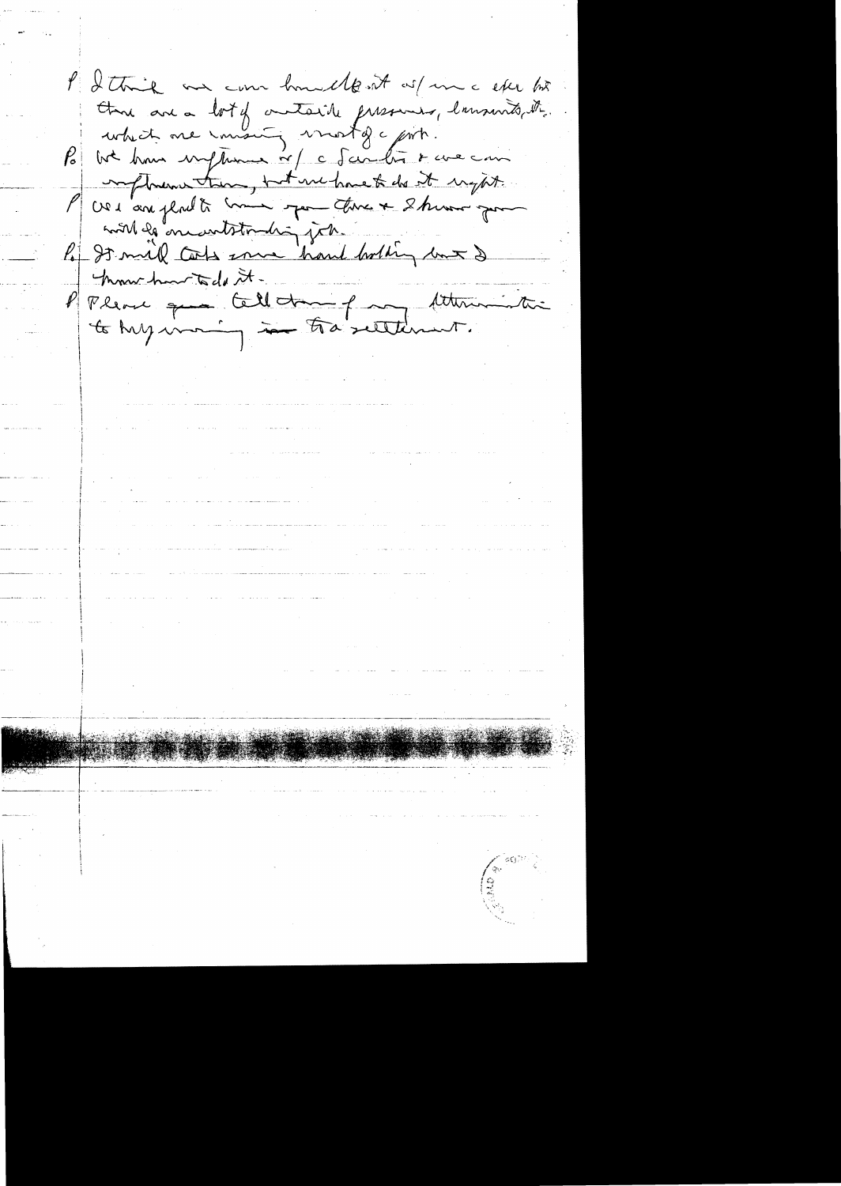P I think we can handle it w/ one exception but there are a lot of outside pressures, lawsuits, etc. which are causing most of a problem.

R We have information w/ c Sandia & we can implement them, but we have to do it right.

P We are glad to have you there & I know you will do an outstanding job.

R It will take some hard holding but I know how to do it.

P Please you tell them of my determination to help moving in the settlement.